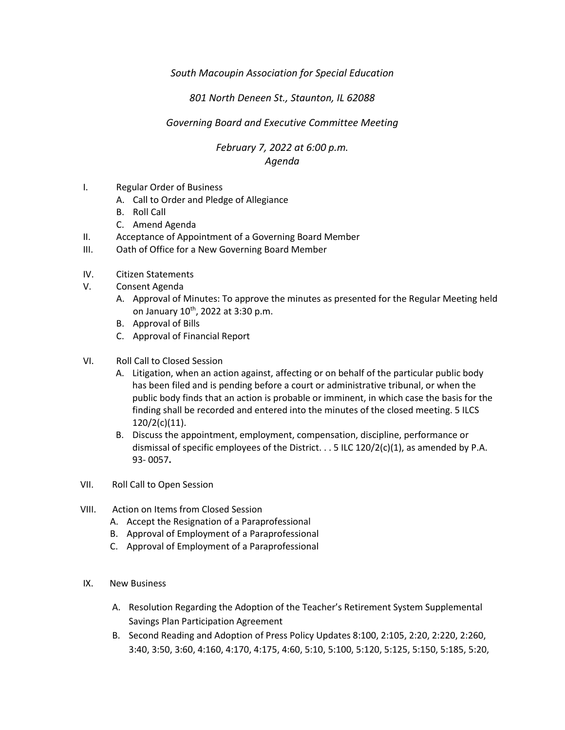*South Macoupin Association for Special Education*

*801 North Deneen St., Staunton, IL 62088*

*Governing Board and Executive Committee Meeting*

*February 7, 2022 at 6:00 p.m.*
*Agenda*

I. Regular Order of Business
   A. Call to Order and Pledge of Allegiance
   B. Roll Call
   C. Amend Agenda

II. Acceptance of Appointment of a Governing Board Member

III. Oath of Office for a New Governing Board Member

IV. Citizen Statements

V. Consent Agenda
   A. Approval of Minutes: To approve the minutes as presented for the Regular Meeting held on January 10th, 2022 at 3:30 p.m.
   B. Approval of Bills
   C. Approval of Financial Report

VI. Roll Call to Closed Session
   A. Litigation, when an action against, affecting or on behalf of the particular public body has been filed and is pending before a court or administrative tribunal, or when the public body finds that an action is probable or imminent, in which case the basis for the finding shall be recorded and entered into the minutes of the closed meeting. 5 ILCS 120/2(c)(11).
   B. Discuss the appointment, employment, compensation, discipline, performance or dismissal of specific employees of the District. . . 5 ILC 120/2(c)(1), as amended by P.A. 93- 0057**.**

VII. Roll Call to Open Session

VIII. Action on Items from Closed Session
   A. Accept the Resignation of a Paraprofessional
   B. Approval of Employment of a Paraprofessional
   C. Approval of Employment of a Paraprofessional

IX. New Business
   A. Resolution Regarding the Adoption of the Teacher's Retirement System Supplemental Savings Plan Participation Agreement
   B. Second Reading and Adoption of Press Policy Updates 8:100, 2:105, 2:20, 2:220, 2:260, 3:40, 3:50, 3:60, 4:160, 4:170, 4:175, 4:60, 5:10, 5:100, 5:120, 5:125, 5:150, 5:185, 5:20,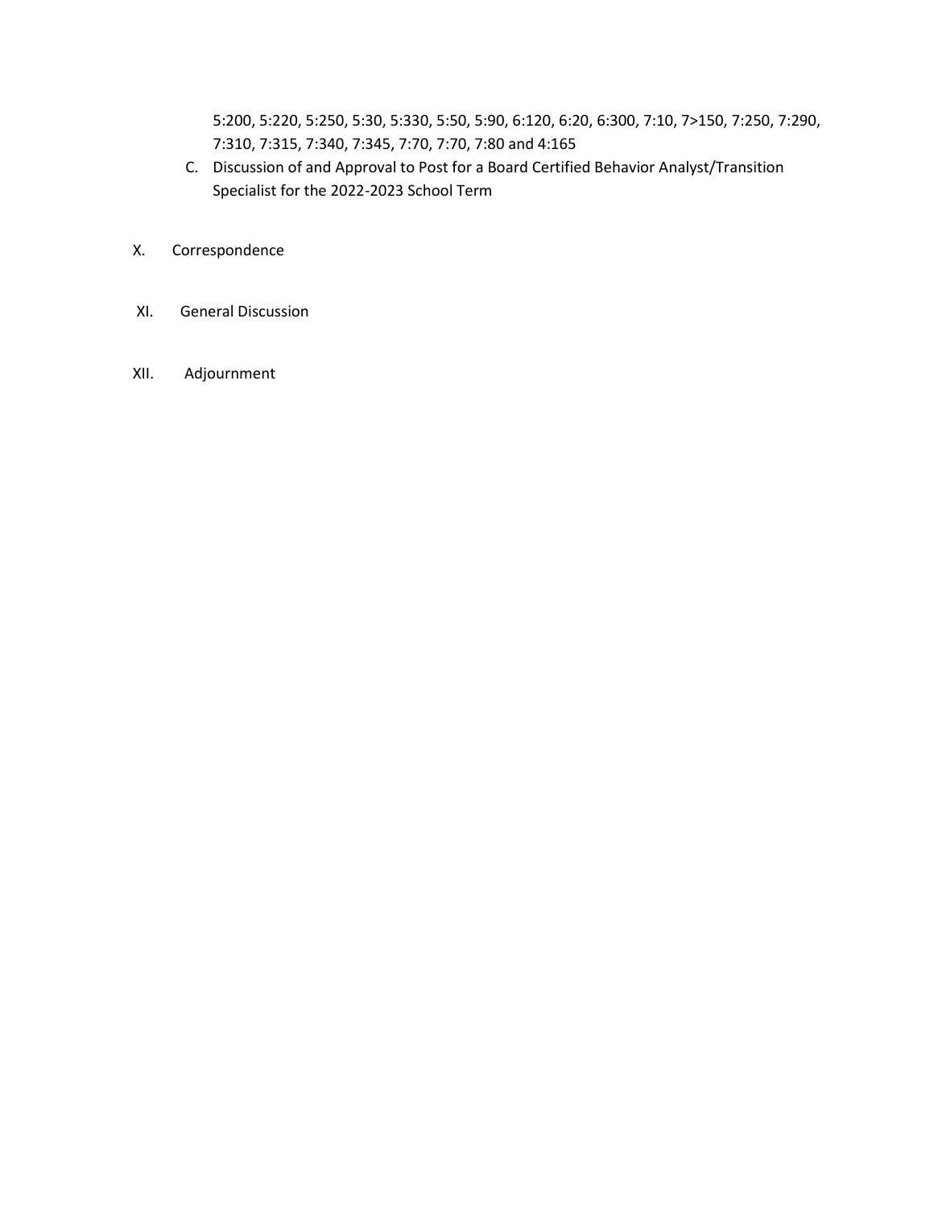5:200, 5:220, 5:250, 5:30, 5:330, 5:50, 5:90, 6:120, 6:20, 6:300, 7:10, 7>150, 7:250, 7:290, 7:310, 7:315, 7:340, 7:345, 7:70, 7:70, 7:80 and 4:165

C. Discussion of and Approval to Post for a Board Certified Behavior Analyst/Transition Specialist for the 2022-2023 School Term

X. Correspondence

XI. General Discussion

XII. Adjournment